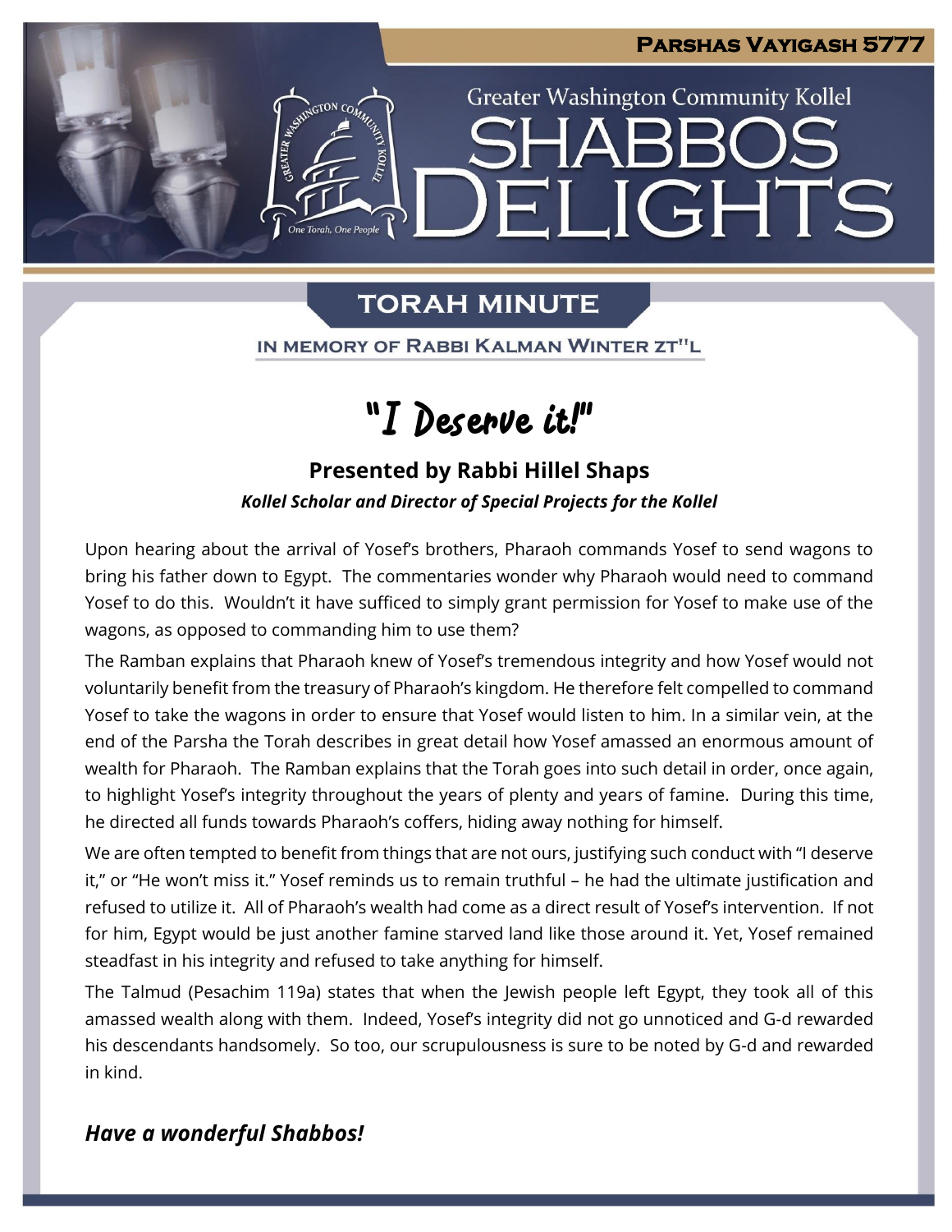# Parshas Vayigash 5777

Greater Washington Community Kollel

# Shabbos Delights

## Torah Minute

In Memory of Rabbi Kalman Winter zt"l

## "I Deserve it!"

### Presented by Rabbi Hillel Shaps

***Kollel Scholar and Director of Special Projects for the Kollel***

Upon hearing about the arrival of Yosef's brothers, Pharaoh commands Yosef to send wagons to bring his father down to Egypt. The commentaries wonder why Pharaoh would need to command Yosef to do this. Wouldn't it have sufficed to simply grant permission for Yosef to make use of the wagons, as opposed to commanding him to use them?

The Ramban explains that Pharaoh knew of Yosef's tremendous integrity and how Yosef would not voluntarily benefit from the treasury of Pharaoh's kingdom. He therefore felt compelled to command Yosef to take the wagons in order to ensure that Yosef would listen to him. In a similar vein, at the end of the Parsha the Torah describes in great detail how Yosef amassed an enormous amount of wealth for Pharaoh. The Ramban explains that the Torah goes into such detail in order, once again, to highlight Yosef's integrity throughout the years of plenty and years of famine. During this time, he directed all funds towards Pharaoh's coffers, hiding away nothing for himself.

We are often tempted to benefit from things that are not ours, justifying such conduct with "I deserve it," or "He won't miss it." Yosef reminds us to remain truthful – he had the ultimate justification and refused to utilize it. All of Pharaoh's wealth had come as a direct result of Yosef's intervention. If not for him, Egypt would be just another famine starved land like those around it. Yet, Yosef remained steadfast in his integrity and refused to take anything for himself.

The Talmud (Pesachim 119a) states that when the Jewish people left Egypt, they took all of this amassed wealth along with them. Indeed, Yosef's integrity did not go unnoticed and G-d rewarded his descendants handsomely. So too, our scrupulousness is sure to be noted by G-d and rewarded in kind.

***Have a wonderful Shabbos!***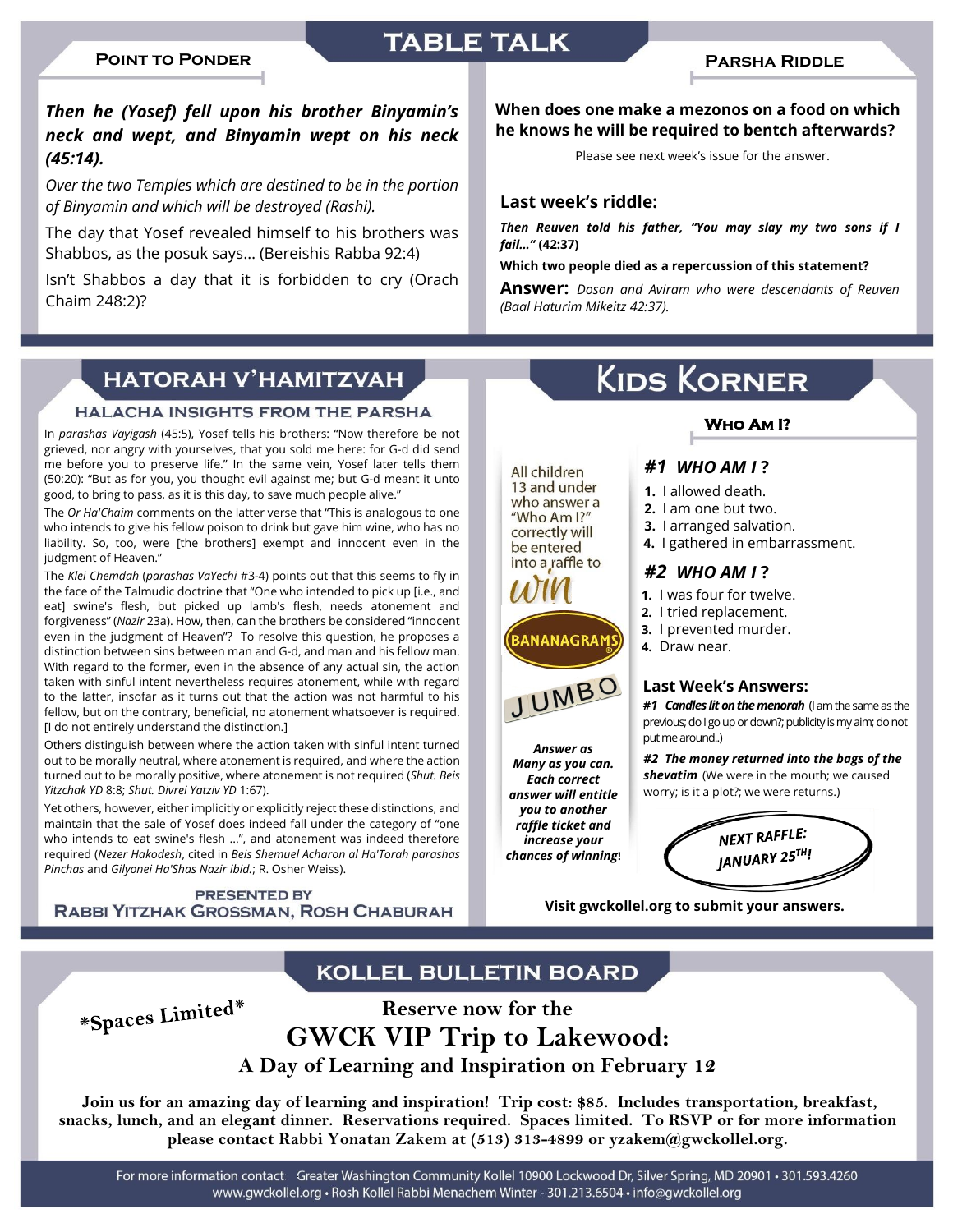# TABLE TALK

## Point to Ponder

***Then he (Yosef) fell upon his brother Binyamin's neck and wept, and Binyamin wept on his neck (45:14).***

*Over the two Temples which are destined to be in the portion of Binyamin and which will be destroyed (Rashi).*

The day that Yosef revealed himself to his brothers was Shabbos, as the posuk says... (Bereishis Rabba 92:4)

Isn't Shabbos a day that it is forbidden to cry (Orach Chaim 248:2)?

## Parsha Riddle

**When does one make a mezonos on a food on which he knows he will be required to bentch afterwards?**

Please see next week's issue for the answer.

### Last week's riddle:

***Then Reuven told his father, "You may slay my two sons if I fail..."* (42:37)**

**Which two people died as a repercussion of this statement?**

**Answer:** *Doson and Aviram who were descendants of Reuven (Baal Haturim Mikeitz 42:37).*

# HATORAH V'HAMITZVAH

## HALACHA INSIGHTS FROM THE PARSHA

In *parashas Vayigash* (45:5), Yosef tells his brothers: "Now therefore be not grieved, nor angry with yourselves, that you sold me here: for G-d did send me before you to preserve life." In the same vein, Yosef later tells them (50:20): "But as for you, you thought evil against me; but G-d meant it unto good, to bring to pass, as it is this day, to save much people alive."

The *Or Ha'Chaim* comments on the latter verse that "This is analogous to one who intends to give his fellow poison to drink but gave him wine, who has no liability. So, too, were [the brothers] exempt and innocent even in the judgment of Heaven."

The *Klei Chemdah* (*parashas VaYechi* #3-4) points out that this seems to fly in the face of the Talmudic doctrine that "One who intended to pick up [i.e., and eat] swine's flesh, but picked up lamb's flesh, needs atonement and forgiveness" (*Nazir* 23a). How, then, can the brothers be considered "innocent even in the judgment of Heaven"? To resolve this question, he proposes a distinction between sins between man and G-d, and man and his fellow man. With regard to the former, even in the absence of any actual sin, the action taken with sinful intent nevertheless requires atonement, while with regard to the latter, insofar as it turns out that the action was not harmful to his fellow, but on the contrary, beneficial, no atonement whatsoever is required. [I do not entirely understand the distinction.]

Others distinguish between where the action taken with sinful intent turned out to be morally neutral, where atonement is required, and where the action turned out to be morally positive, where atonement is not required (*Shut. Beis Yitzchak YD* 8:8; *Shut. Divrei Yatziv YD* 1:67).

Yet others, however, either implicitly or explicitly reject these distinctions, and maintain that the sale of Yosef does indeed fall under the category of "one who intends to eat swine's flesh ...", and atonement was indeed therefore required (*Nezer Hakodesh*, cited in *Beis Shemuel Acharon al Ha'Torah parashas Pinchas* and *Gilyonei Ha'Shas Nazir ibid.*; R. Osher Weiss).

PRESENTED BY
**RABBI YITZHAK GROSSMAN, ROSH CHABURAH**

# KIDS KORNER

## Who Am I?

All children 13 and under who answer a "Who Am I?" correctly will be entered into a raffle to win BANANAGRAMS JUMBO

***Answer as Many as you can. Each correct answer will entitle you to another raffle ticket and increase your chances of winning!***

### #1 WHO AM I ?

1. I allowed death.
2. I am one but two.
3. I arranged salvation.
4. I gathered in embarrassment.

### #2 WHO AM I ?

1. I was four for twelve.
2. I tried replacement.
3. I prevented murder.
4. Draw near.

### Last Week's Answers:

***#1 Candles lit on the menorah*** (I am the same as the previous; do I go up or down?; publicity is my aim; do not put me around..)

***#2 The money returned into the bags of the shevatim*** (We were in the mouth; we caused worry; is it a plot?; we were returns.)

***NEXT RAFFLE: JANUARY 25TH!***

**Visit gwckollel.org to submit your answers.**

# KOLLEL BULLETIN BOARD

**\*Spaces Limited\***

**Reserve now for the**

## GWCK VIP Trip to Lakewood:

**A Day of Learning and Inspiration on February 12**

**Join us for an amazing day of learning and inspiration! Trip cost: $85. Includes transportation, breakfast, snacks, lunch, and an elegant dinner. Reservations required. Spaces limited. To RSVP or for more information please contact Rabbi Yonatan Zakem at (513) 313-4899 or yzakem@gwckollel.org.**

For more information contact: Greater Washington Community Kollel 10900 Lockwood Dr, Silver Spring, MD 20901 • 301.593.4260
www.gwckollel.org • Rosh Kollel Rabbi Menachem Winter - 301.213.6504 • info@gwckollel.org